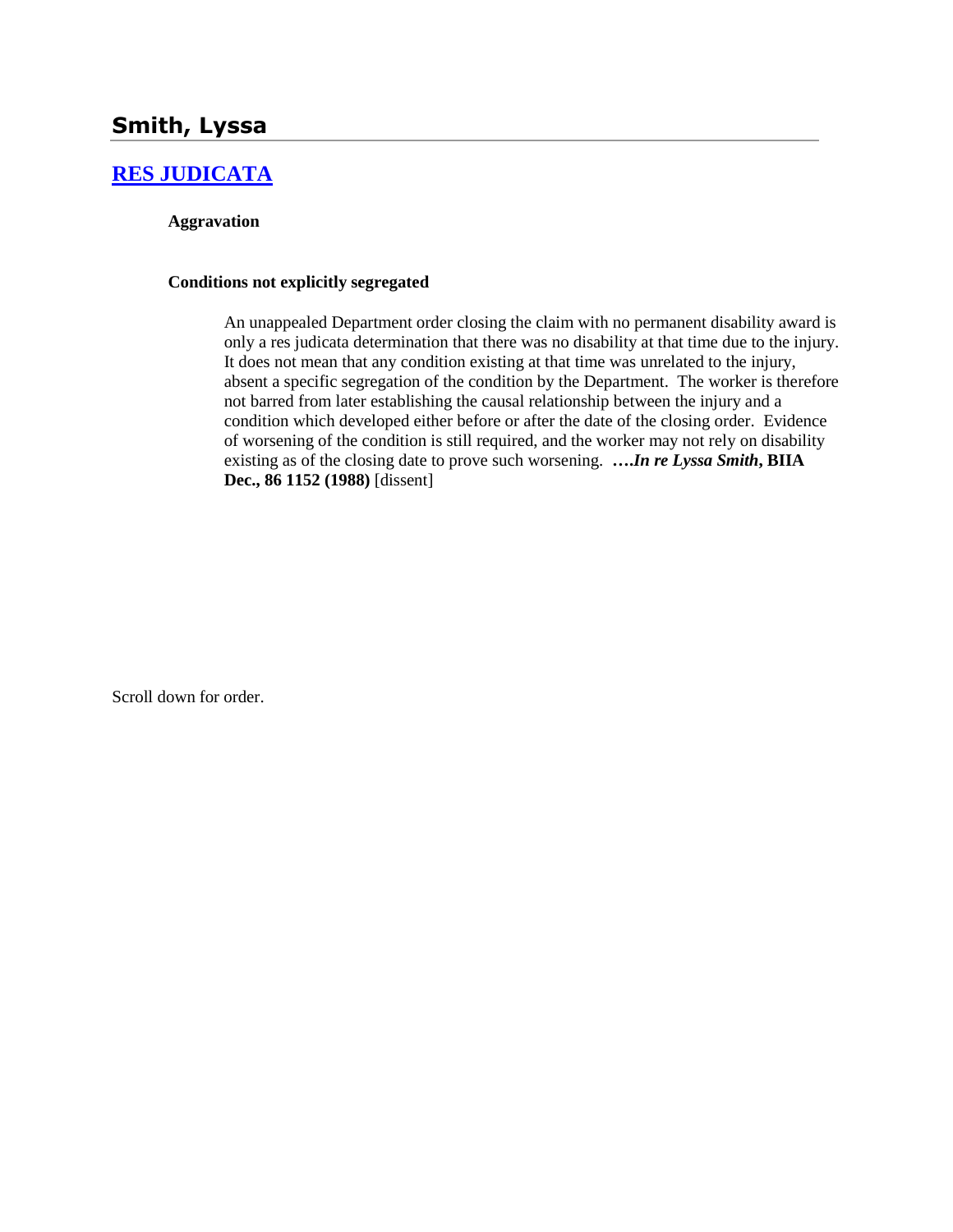## Smith, Lyssa

### [RES JUDICATA]

**Aggravation**

**Conditions not explicitly segregated**

An unappealed Department order closing the claim with no permanent disability award is only a res judicata determination that there was no disability at that time due to the injury. It does not mean that any condition existing at that time was unrelated to the injury, absent a specific segregation of the condition by the Department. The worker is therefore not barred from later establishing the causal relationship between the injury and a condition which developed either before or after the date of the closing order. Evidence of worsening of the condition is still required, and the worker may not rely on disability existing as of the closing date to prove such worsening. **….*In re Lyssa Smith*, BIIA Dec., 86 1152 (1988)** [dissent]

Scroll down for order.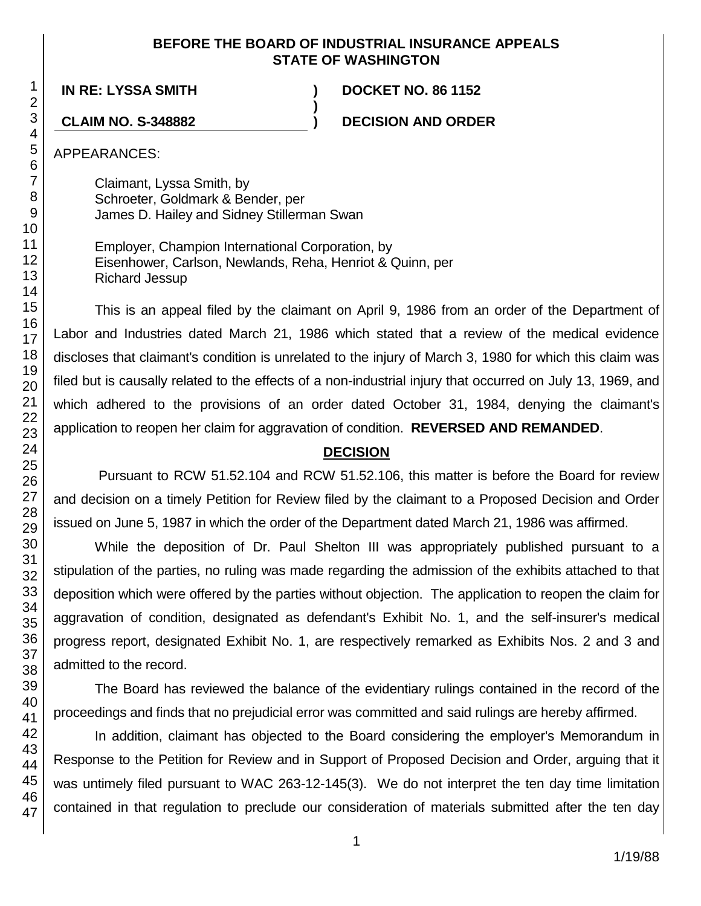**BEFORE THE BOARD OF INDUSTRIAL INSURANCE APPEALS**
**STATE OF WASHINGTON**

| | | |
|---|---|---|
| **IN RE: LYSSA SMITH** | **)** | **DOCKET NO. 86 1152** |
| | **)** | |
| **CLAIM NO. S-348882** | **)** | **DECISION AND ORDER** |

APPEARANCES:

Claimant, Lyssa Smith, by
Schroeter, Goldmark & Bender, per
James D. Hailey and Sidney Stillerman Swan

Employer, Champion International Corporation, by
Eisenhower, Carlson, Newlands, Reha, Henriot & Quinn, per
Richard Jessup

This is an appeal filed by the claimant on April 9, 1986 from an order of the Department of Labor and Industries dated March 21, 1986 which stated that a review of the medical evidence discloses that claimant's condition is unrelated to the injury of March 3, 1980 for which this claim was filed but is causally related to the effects of a non-industrial injury that occurred on July 13, 1969, and which adhered to the provisions of an order dated October 31, 1984, denying the claimant's application to reopen her claim for aggravation of condition. **REVERSED AND REMANDED**.

## DECISION

Pursuant to RCW 51.52.104 and RCW 51.52.106, this matter is before the Board for review and decision on a timely Petition for Review filed by the claimant to a Proposed Decision and Order issued on June 5, 1987 in which the order of the Department dated March 21, 1986 was affirmed.

While the deposition of Dr. Paul Shelton III was appropriately published pursuant to a stipulation of the parties, no ruling was made regarding the admission of the exhibits attached to that deposition which were offered by the parties without objection. The application to reopen the claim for aggravation of condition, designated as defendant's Exhibit No. 1, and the self-insurer's medical progress report, designated Exhibit No. 1, are respectively remarked as Exhibits Nos. 2 and 3 and admitted to the record.

The Board has reviewed the balance of the evidentiary rulings contained in the record of the proceedings and finds that no prejudicial error was committed and said rulings are hereby affirmed.

In addition, claimant has objected to the Board considering the employer's Memorandum in Response to the Petition for Review and in Support of Proposed Decision and Order, arguing that it was untimely filed pursuant to WAC 263-12-145(3). We do not interpret the ten day time limitation contained in that regulation to preclude our consideration of materials submitted after the ten day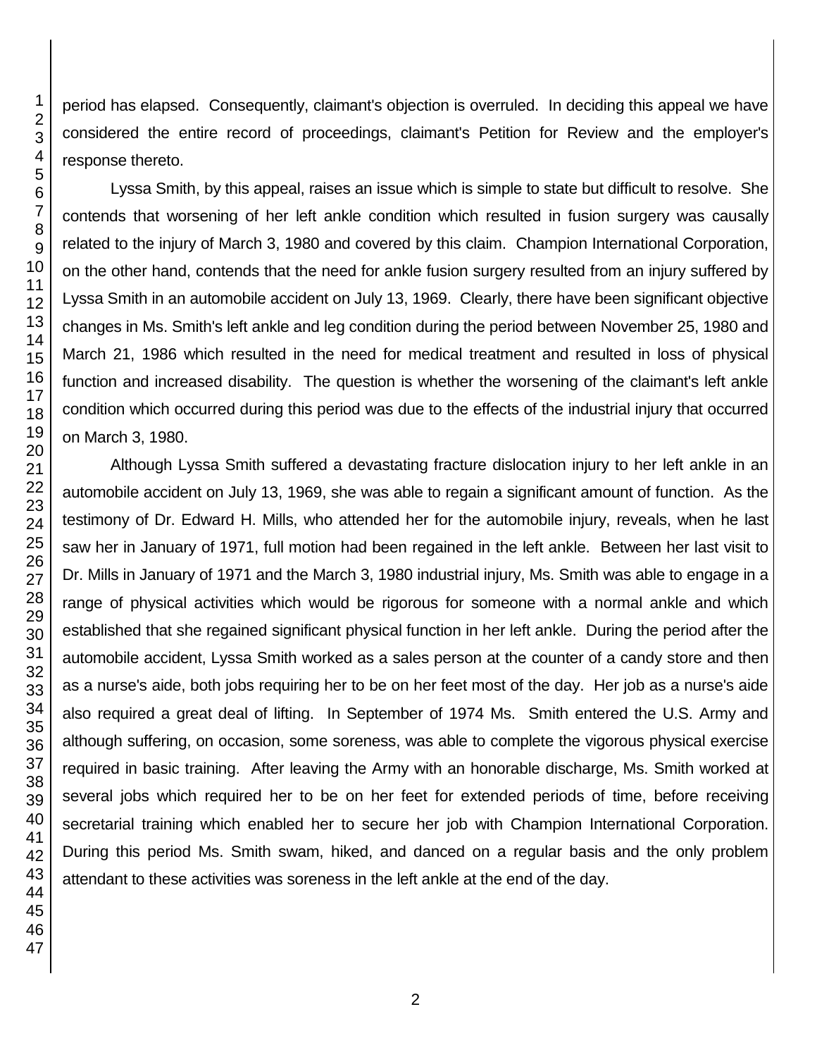period has elapsed. Consequently, claimant's objection is overruled. In deciding this appeal we have considered the entire record of proceedings, claimant's Petition for Review and the employer's response thereto.

Lyssa Smith, by this appeal, raises an issue which is simple to state but difficult to resolve. She contends that worsening of her left ankle condition which resulted in fusion surgery was causally related to the injury of March 3, 1980 and covered by this claim. Champion International Corporation, on the other hand, contends that the need for ankle fusion surgery resulted from an injury suffered by Lyssa Smith in an automobile accident on July 13, 1969. Clearly, there have been significant objective changes in Ms. Smith's left ankle and leg condition during the period between November 25, 1980 and March 21, 1986 which resulted in the need for medical treatment and resulted in loss of physical function and increased disability. The question is whether the worsening of the claimant's left ankle condition which occurred during this period was due to the effects of the industrial injury that occurred on March 3, 1980.

Although Lyssa Smith suffered a devastating fracture dislocation injury to her left ankle in an automobile accident on July 13, 1969, she was able to regain a significant amount of function. As the testimony of Dr. Edward H. Mills, who attended her for the automobile injury, reveals, when he last saw her in January of 1971, full motion had been regained in the left ankle. Between her last visit to Dr. Mills in January of 1971 and the March 3, 1980 industrial injury, Ms. Smith was able to engage in a range of physical activities which would be rigorous for someone with a normal ankle and which established that she regained significant physical function in her left ankle. During the period after the automobile accident, Lyssa Smith worked as a sales person at the counter of a candy store and then as a nurse's aide, both jobs requiring her to be on her feet most of the day. Her job as a nurse's aide also required a great deal of lifting. In September of 1974 Ms. Smith entered the U.S. Army and although suffering, on occasion, some soreness, was able to complete the vigorous physical exercise required in basic training. After leaving the Army with an honorable discharge, Ms. Smith worked at several jobs which required her to be on her feet for extended periods of time, before receiving secretarial training which enabled her to secure her job with Champion International Corporation. During this period Ms. Smith swam, hiked, and danced on a regular basis and the only problem attendant to these activities was soreness in the left ankle at the end of the day.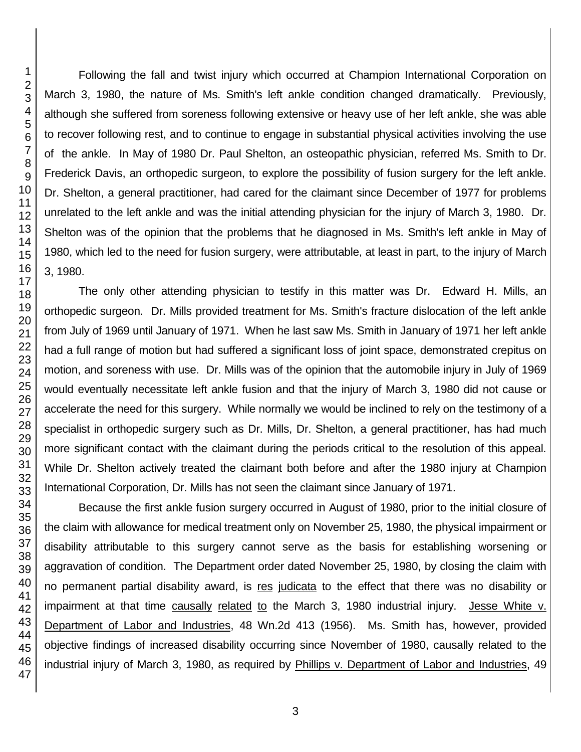Following the fall and twist injury which occurred at Champion International Corporation on March 3, 1980, the nature of Ms. Smith's left ankle condition changed dramatically. Previously, although she suffered from soreness following extensive or heavy use of her left ankle, she was able to recover following rest, and to continue to engage in substantial physical activities involving the use of the ankle. In May of 1980 Dr. Paul Shelton, an osteopathic physician, referred Ms. Smith to Dr. Frederick Davis, an orthopedic surgeon, to explore the possibility of fusion surgery for the left ankle. Dr. Shelton, a general practitioner, had cared for the claimant since December of 1977 for problems unrelated to the left ankle and was the initial attending physician for the injury of March 3, 1980. Dr. Shelton was of the opinion that the problems that he diagnosed in Ms. Smith's left ankle in May of 1980, which led to the need for fusion surgery, were attributable, at least in part, to the injury of March 3, 1980.

The only other attending physician to testify in this matter was Dr. Edward H. Mills, an orthopedic surgeon. Dr. Mills provided treatment for Ms. Smith's fracture dislocation of the left ankle from July of 1969 until January of 1971. When he last saw Ms. Smith in January of 1971 her left ankle had a full range of motion but had suffered a significant loss of joint space, demonstrated crepitus on motion, and soreness with use. Dr. Mills was of the opinion that the automobile injury in July of 1969 would eventually necessitate left ankle fusion and that the injury of March 3, 1980 did not cause or accelerate the need for this surgery. While normally we would be inclined to rely on the testimony of a specialist in orthopedic surgery such as Dr. Mills, Dr. Shelton, a general practitioner, has had much more significant contact with the claimant during the periods critical to the resolution of this appeal. While Dr. Shelton actively treated the claimant both before and after the 1980 injury at Champion International Corporation, Dr. Mills has not seen the claimant since January of 1971.

Because the first ankle fusion surgery occurred in August of 1980, prior to the initial closure of the claim with allowance for medical treatment only on November 25, 1980, the physical impairment or disability attributable to this surgery cannot serve as the basis for establishing worsening or aggravation of condition. The Department order dated November 25, 1980, by closing the claim with no permanent partial disability award, is res judicata to the effect that there was no disability or impairment at that time causally related to the March 3, 1980 industrial injury. Jesse White v. Department of Labor and Industries, 48 Wn.2d 413 (1956). Ms. Smith has, however, provided objective findings of increased disability occurring since November of 1980, causally related to the industrial injury of March 3, 1980, as required by Phillips v. Department of Labor and Industries, 49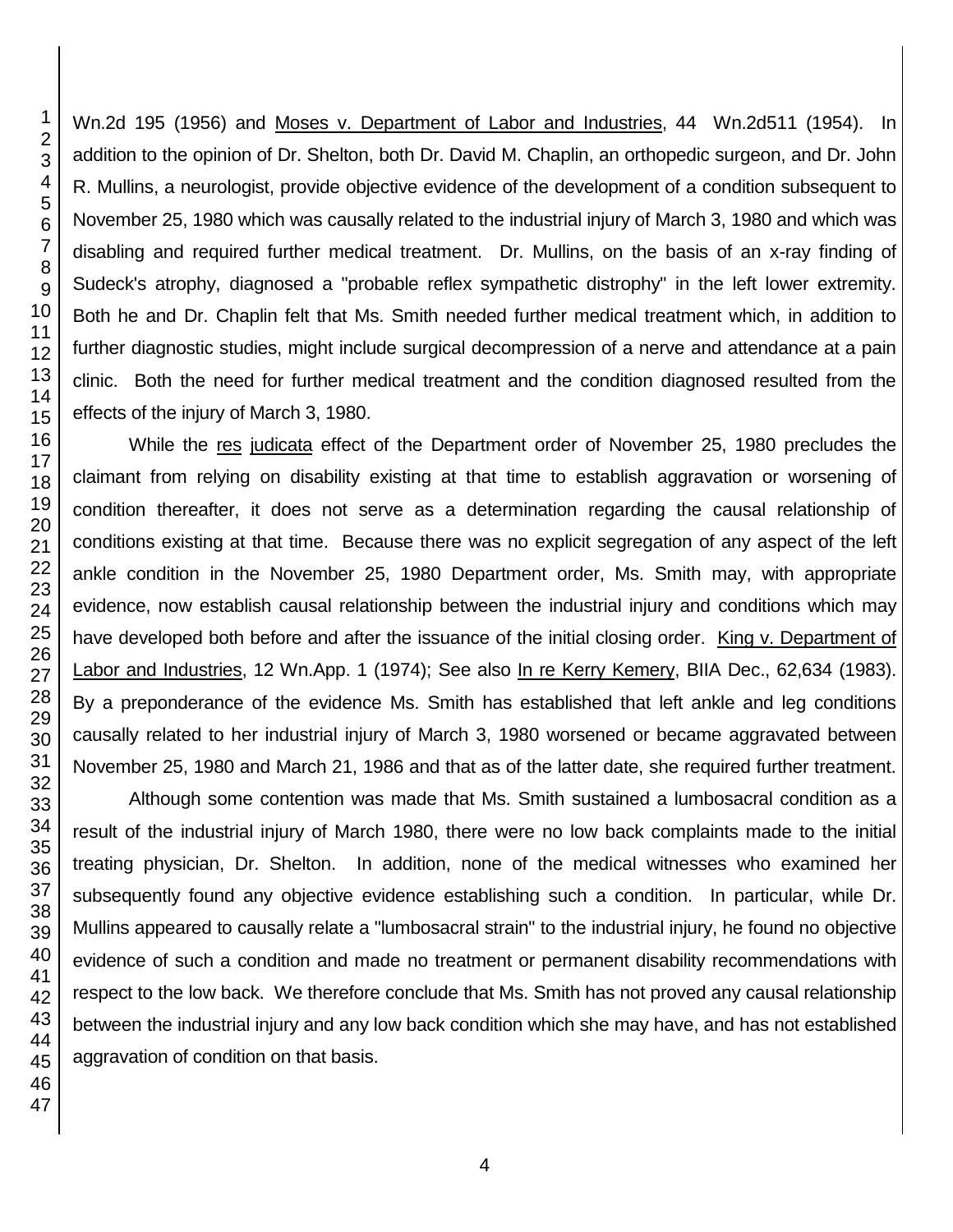Wn.2d 195 (1956) and Moses v. Department of Labor and Industries, 44 Wn.2d511 (1954). In addition to the opinion of Dr. Shelton, both Dr. David M. Chaplin, an orthopedic surgeon, and Dr. John R. Mullins, a neurologist, provide objective evidence of the development of a condition subsequent to November 25, 1980 which was causally related to the industrial injury of March 3, 1980 and which was disabling and required further medical treatment. Dr. Mullins, on the basis of an x-ray finding of Sudeck's atrophy, diagnosed a "probable reflex sympathetic distrophy" in the left lower extremity. Both he and Dr. Chaplin felt that Ms. Smith needed further medical treatment which, in addition to further diagnostic studies, might include surgical decompression of a nerve and attendance at a pain clinic. Both the need for further medical treatment and the condition diagnosed resulted from the effects of the injury of March 3, 1980.

While the res judicata effect of the Department order of November 25, 1980 precludes the claimant from relying on disability existing at that time to establish aggravation or worsening of condition thereafter, it does not serve as a determination regarding the causal relationship of conditions existing at that time. Because there was no explicit segregation of any aspect of the left ankle condition in the November 25, 1980 Department order, Ms. Smith may, with appropriate evidence, now establish causal relationship between the industrial injury and conditions which may have developed both before and after the issuance of the initial closing order. King v. Department of Labor and Industries, 12 Wn.App. 1 (1974); See also In re Kerry Kemery, BIIA Dec., 62,634 (1983). By a preponderance of the evidence Ms. Smith has established that left ankle and leg conditions causally related to her industrial injury of March 3, 1980 worsened or became aggravated between November 25, 1980 and March 21, 1986 and that as of the latter date, she required further treatment.

Although some contention was made that Ms. Smith sustained a lumbosacral condition as a result of the industrial injury of March 1980, there were no low back complaints made to the initial treating physician, Dr. Shelton. In addition, none of the medical witnesses who examined her subsequently found any objective evidence establishing such a condition. In particular, while Dr. Mullins appeared to causally relate a "lumbosacral strain" to the industrial injury, he found no objective evidence of such a condition and made no treatment or permanent disability recommendations with respect to the low back. We therefore conclude that Ms. Smith has not proved any causal relationship between the industrial injury and any low back condition which she may have, and has not established aggravation of condition on that basis.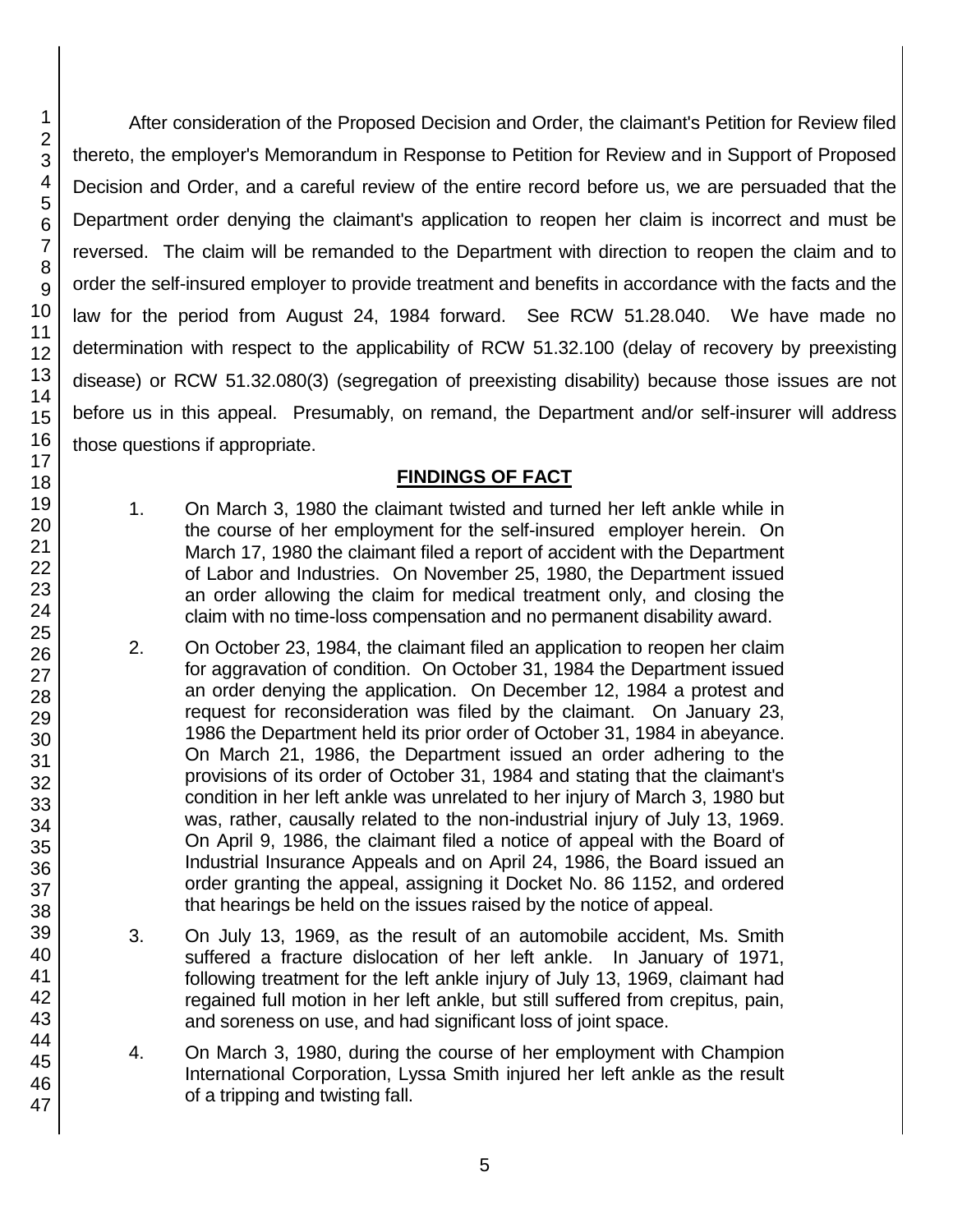After consideration of the Proposed Decision and Order, the claimant's Petition for Review filed thereto, the employer's Memorandum in Response to Petition for Review and in Support of Proposed Decision and Order, and a careful review of the entire record before us, we are persuaded that the Department order denying the claimant's application to reopen her claim is incorrect and must be reversed. The claim will be remanded to the Department with direction to reopen the claim and to order the self-insured employer to provide treatment and benefits in accordance with the facts and the law for the period from August 24, 1984 forward. See RCW 51.28.040. We have made no determination with respect to the applicability of RCW 51.32.100 (delay of recovery by preexisting disease) or RCW 51.32.080(3) (segregation of preexisting disability) because those issues are not before us in this appeal. Presumably, on remand, the Department and/or self-insurer will address those questions if appropriate.

## FINDINGS OF FACT

1. On March 3, 1980 the claimant twisted and turned her left ankle while in the course of her employment for the self-insured employer herein. On March 17, 1980 the claimant filed a report of accident with the Department of Labor and Industries. On November 25, 1980, the Department issued an order allowing the claim for medical treatment only, and closing the claim with no time-loss compensation and no permanent disability award.

2. On October 23, 1984, the claimant filed an application to reopen her claim for aggravation of condition. On October 31, 1984 the Department issued an order denying the application. On December 12, 1984 a protest and request for reconsideration was filed by the claimant. On January 23, 1986 the Department held its prior order of October 31, 1984 in abeyance. On March 21, 1986, the Department issued an order adhering to the provisions of its order of October 31, 1984 and stating that the claimant's condition in her left ankle was unrelated to her injury of March 3, 1980 but was, rather, causally related to the non-industrial injury of July 13, 1969. On April 9, 1986, the claimant filed a notice of appeal with the Board of Industrial Insurance Appeals and on April 24, 1986, the Board issued an order granting the appeal, assigning it Docket No. 86 1152, and ordered that hearings be held on the issues raised by the notice of appeal.

3. On July 13, 1969, as the result of an automobile accident, Ms. Smith suffered a fracture dislocation of her left ankle. In January of 1971, following treatment for the left ankle injury of July 13, 1969, claimant had regained full motion in her left ankle, but still suffered from crepitus, pain, and soreness on use, and had significant loss of joint space.

4. On March 3, 1980, during the course of her employment with Champion International Corporation, Lyssa Smith injured her left ankle as the result of a tripping and twisting fall.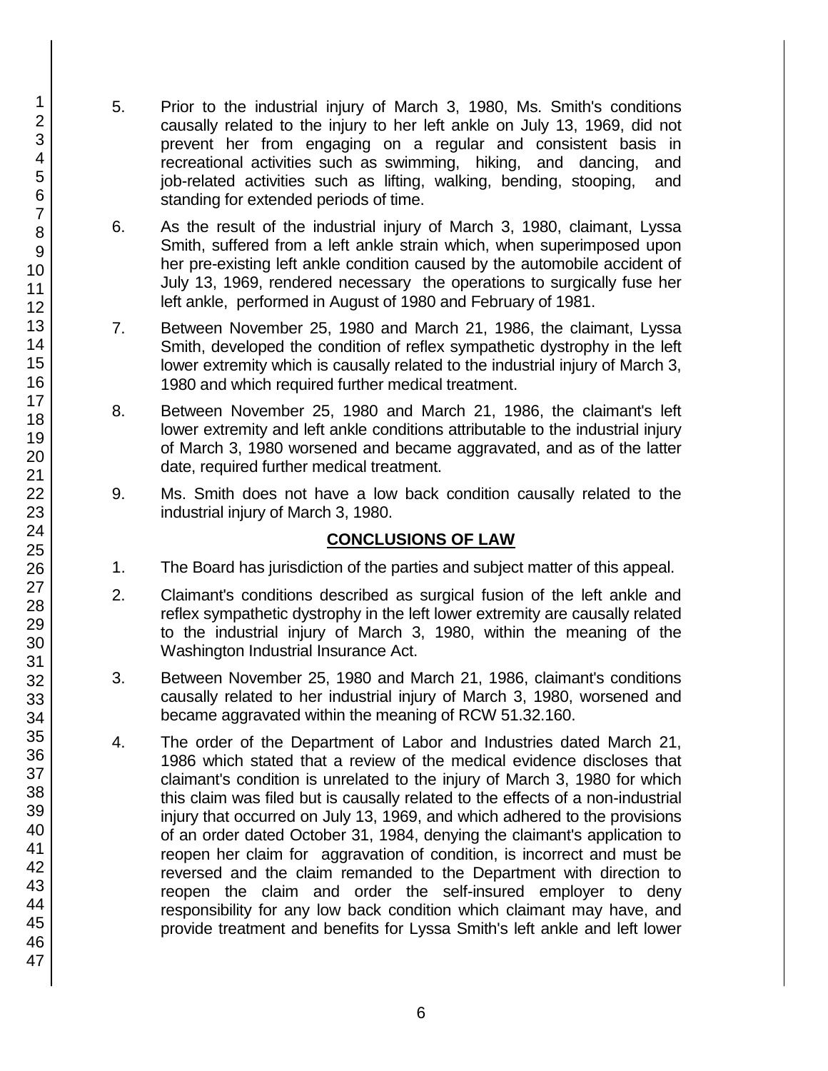5. Prior to the industrial injury of March 3, 1980, Ms. Smith's conditions causally related to the injury to her left ankle on July 13, 1969, did not prevent her from engaging on a regular and consistent basis in recreational activities such as swimming, hiking, and dancing, and job-related activities such as lifting, walking, bending, stooping, and standing for extended periods of time.

6. As the result of the industrial injury of March 3, 1980, claimant, Lyssa Smith, suffered from a left ankle strain which, when superimposed upon her pre-existing left ankle condition caused by the automobile accident of July 13, 1969, rendered necessary the operations to surgically fuse her left ankle, performed in August of 1980 and February of 1981.

7. Between November 25, 1980 and March 21, 1986, the claimant, Lyssa Smith, developed the condition of reflex sympathetic dystrophy in the left lower extremity which is causally related to the industrial injury of March 3, 1980 and which required further medical treatment.

8. Between November 25, 1980 and March 21, 1986, the claimant's left lower extremity and left ankle conditions attributable to the industrial injury of March 3, 1980 worsened and became aggravated, and as of the latter date, required further medical treatment.

9. Ms. Smith does not have a low back condition causally related to the industrial injury of March 3, 1980.

## CONCLUSIONS OF LAW

1. The Board has jurisdiction of the parties and subject matter of this appeal.

2. Claimant's conditions described as surgical fusion of the left ankle and reflex sympathetic dystrophy in the left lower extremity are causally related to the industrial injury of March 3, 1980, within the meaning of the Washington Industrial Insurance Act.

3. Between November 25, 1980 and March 21, 1986, claimant's conditions causally related to her industrial injury of March 3, 1980, worsened and became aggravated within the meaning of RCW 51.32.160.

4. The order of the Department of Labor and Industries dated March 21, 1986 which stated that a review of the medical evidence discloses that claimant's condition is unrelated to the injury of March 3, 1980 for which this claim was filed but is causally related to the effects of a non-industrial injury that occurred on July 13, 1969, and which adhered to the provisions of an order dated October 31, 1984, denying the claimant's application to reopen her claim for aggravation of condition, is incorrect and must be reversed and the claim remanded to the Department with direction to reopen the claim and order the self-insured employer to deny responsibility for any low back condition which claimant may have, and provide treatment and benefits for Lyssa Smith's left ankle and left lower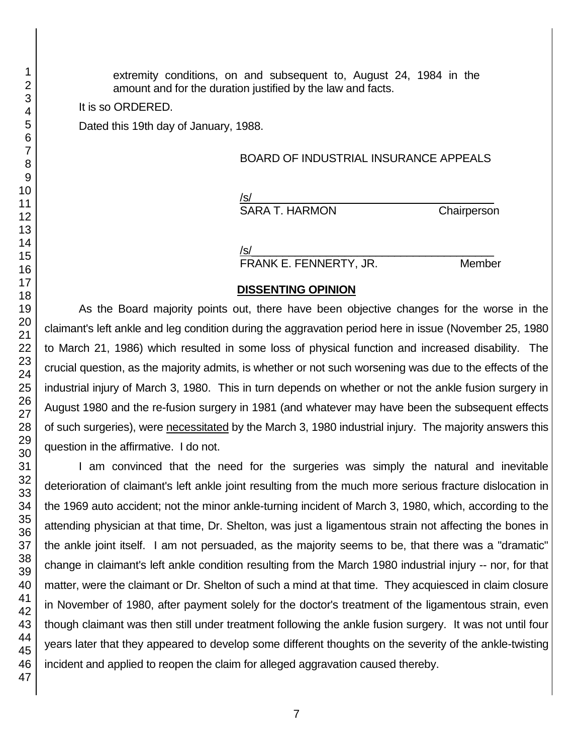extremity conditions, on and subsequent to, August 24, 1984 in the amount and for the duration justified by the law and facts.

It is so ORDERED.

Dated this 19th day of January, 1988.

BOARD OF INDUSTRIAL INSURANCE APPEALS

/s/
SARA T. HARMON Chairperson

/s/
FRANK E. FENNERTY, JR. Member

## DISSENTING OPINION

As the Board majority points out, there have been objective changes for the worse in the claimant's left ankle and leg condition during the aggravation period here in issue (November 25, 1980 to March 21, 1986) which resulted in some loss of physical function and increased disability. The crucial question, as the majority admits, is whether or not such worsening was due to the effects of the industrial injury of March 3, 1980. This in turn depends on whether or not the ankle fusion surgery in August 1980 and the re-fusion surgery in 1981 (and whatever may have been the subsequent effects of such surgeries), were necessitated by the March 3, 1980 industrial injury. The majority answers this question in the affirmative. I do not.

I am convinced that the need for the surgeries was simply the natural and inevitable deterioration of claimant's left ankle joint resulting from the much more serious fracture dislocation in the 1969 auto accident; not the minor ankle-turning incident of March 3, 1980, which, according to the attending physician at that time, Dr. Shelton, was just a ligamentous strain not affecting the bones in the ankle joint itself. I am not persuaded, as the majority seems to be, that there was a "dramatic" change in claimant's left ankle condition resulting from the March 1980 industrial injury -- nor, for that matter, were the claimant or Dr. Shelton of such a mind at that time. They acquiesced in claim closure in November of 1980, after payment solely for the doctor's treatment of the ligamentous strain, even though claimant was then still under treatment following the ankle fusion surgery. It was not until four years later that they appeared to develop some different thoughts on the severity of the ankle-twisting incident and applied to reopen the claim for alleged aggravation caused thereby.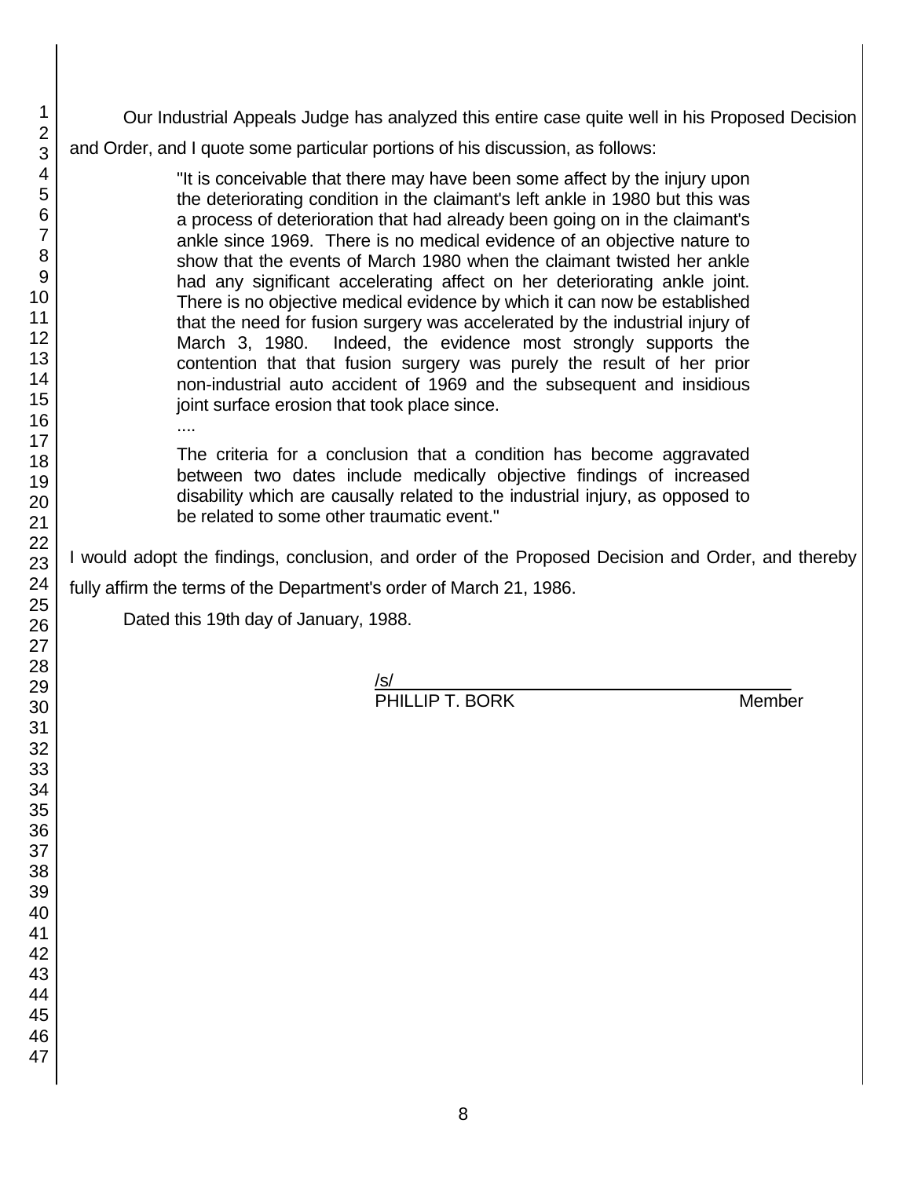Our Industrial Appeals Judge has analyzed this entire case quite well in his Proposed Decision and Order, and I quote some particular portions of his discussion, as follows:

> "It is conceivable that there may have been some affect by the injury upon the deteriorating condition in the claimant's left ankle in 1980 but this was a process of deterioration that had already been going on in the claimant's ankle since 1969. There is no medical evidence of an objective nature to show that the events of March 1980 when the claimant twisted her ankle had any significant accelerating affect on her deteriorating ankle joint. There is no objective medical evidence by which it can now be established that the need for fusion surgery was accelerated by the industrial injury of March 3, 1980. Indeed, the evidence most strongly supports the contention that that fusion surgery was purely the result of her prior non-industrial auto accident of 1969 and the subsequent and insidious joint surface erosion that took place since.
>
> ....
>
> The criteria for a conclusion that a condition has become aggravated between two dates include medically objective findings of increased disability which are causally related to the industrial injury, as opposed to be related to some other traumatic event."

I would adopt the findings, conclusion, and order of the Proposed Decision and Order, and thereby fully affirm the terms of the Department's order of March 21, 1986.

Dated this 19th day of January, 1988.

/s/
PHILLIP T. BORK Member